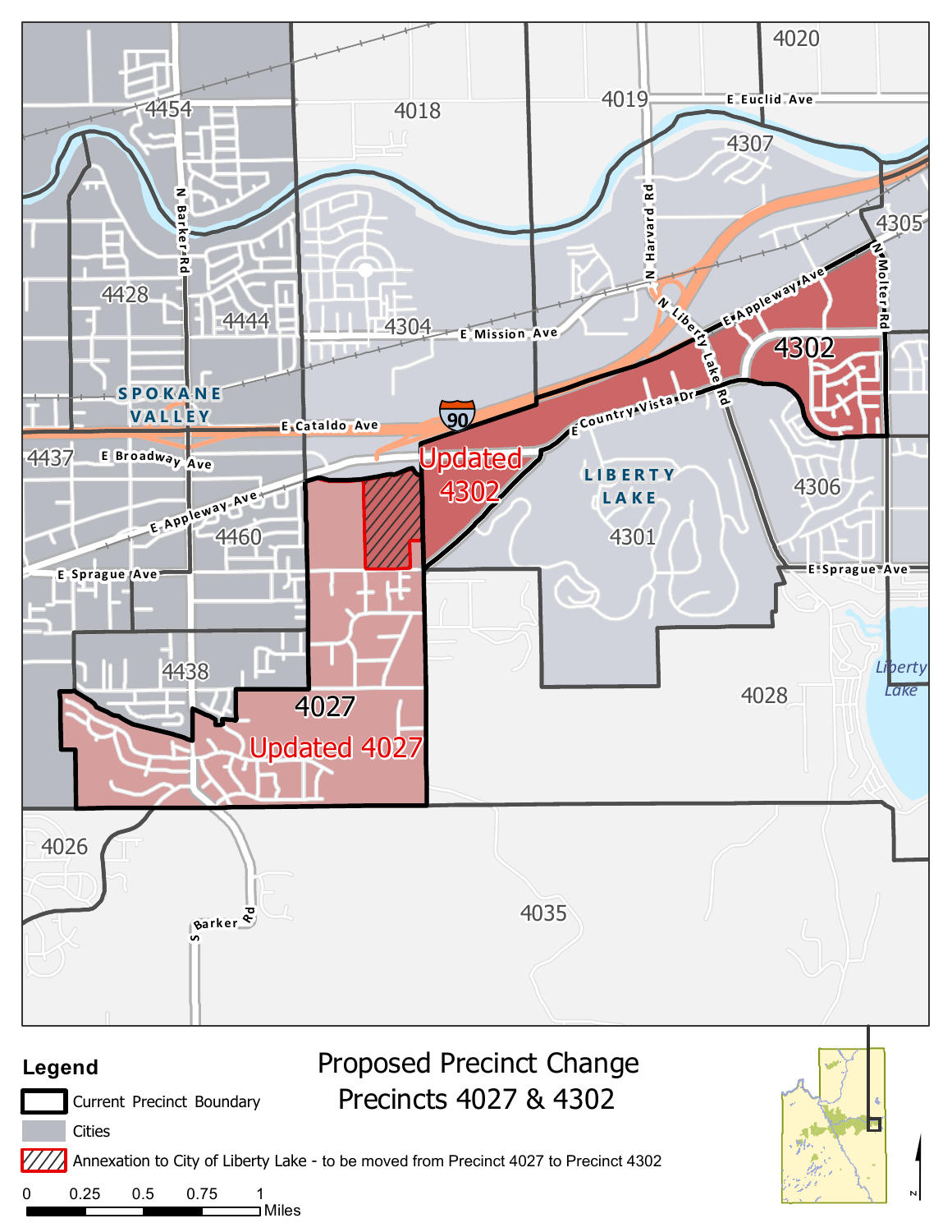# Proposed Precinct Change

## Precincts 4027 & 4302

**Legend**

- Current Precinct Boundary
- Cities
- Annexation to City of Liberty Lake - to be moved from Precinct 4027 to Precinct 4302

0 0.25 0.5 0.75 1 Miles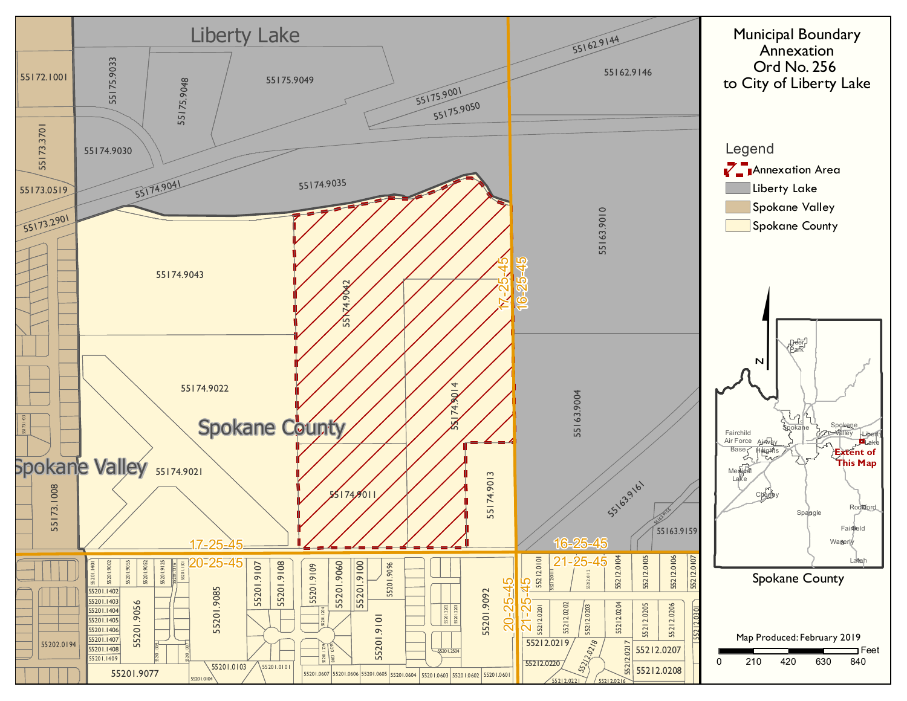# Municipal Boundary Annexation Ord No. 256 to City of Liberty Lake

## Legend

- Annexation Area
- Liberty Lake
- Spokane Valley
- Spokane County

Liberty Lake

Spokane County

Spokane Valley

55172.1001, 55175.9033, 55175.9048, 55175.9049, 55162.9144, 55162.9146, 55175.9001, 55175.9050, 55173.3701, 55174.9030, 55173.0519, 55174.9041, 55174.9035, 55173.2901, 55174.9043, 55174.9042, 55163.9010, 55174.9022, 55174.9014, 55163.9004, 55174.9021, 55173.1008, 55174.9011, 55174.9013, 55163.9161, 55163.9159

17-25-45, 16-25-45, 20-25-45, 21-25-45

55201.9056, 55201.9085, 55201.9107, 55201.9108, 55201.9109, 55201.9060, 55201.9100, 55201.9096, 55201.9101, 55201.9092, 55202.0194, 55201.9077, 55201.0103, 55201.0101, 55212.0104, 55212.0105, 55212.0106, 55212.0107, 55212.0201, 55212.0202, 55212.0203, 55212.0204, 55212.0205, 55212.0206, 55212.0219, 55212.0218, 55212.0217, 55212.0207, 55212.0208, 55212.0220

Extent of This Map

Spokane County

Map Produced: February 2019

0 210 420 630 840 Feet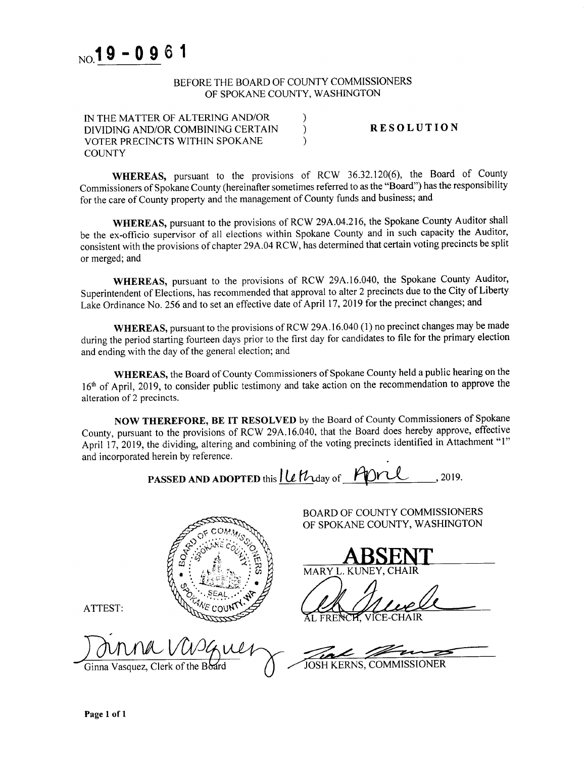NO. **19 - 0961**

BEFORE THE BOARD OF COUNTY COMMISSIONERS
OF SPOKANE COUNTY, WASHINGTON

IN THE MATTER OF ALTERING AND/OR DIVIDING AND/OR COMBINING CERTAIN VOTER PRECINCTS WITHIN SPOKANE COUNTY )

**RESOLUTION**

**WHEREAS,** pursuant to the provisions of RCW 36.32.120(6), the Board of County Commissioners of Spokane County (hereinafter sometimes referred to as the "Board") has the responsibility for the care of County property and the management of County funds and business; and

**WHEREAS,** pursuant to the provisions of RCW 29A.04.216, the Spokane County Auditor shall be the ex-officio supervisor of all elections within Spokane County and in such capacity the Auditor, consistent with the provisions of chapter 29A.04 RCW, has determined that certain voting precincts be split or merged; and

**WHEREAS,** pursuant to the provisions of RCW 29A.16.040, the Spokane County Auditor, Superintendent of Elections, has recommended that approval to alter 2 precincts due to the City of Liberty Lake Ordinance No. 256 and to set an effective date of April 17, 2019 for the precinct changes; and

**WHEREAS,** pursuant to the provisions of RCW 29A.16.040 (1) no precinct changes may be made during the period starting fourteen days prior to the first day for candidates to file for the primary election and ending with the day of the general election; and

**WHEREAS,** the Board of County Commissioners of Spokane County held a public hearing on the 16th of April, 2019, to consider public testimony and take action on the recommendation to approve the alteration of 2 precincts.

**NOW THEREFORE, BE IT RESOLVED** by the Board of County Commissioners of Spokane County, pursuant to the provisions of RCW 29A.16.040, that the Board does hereby approve, effective April 17, 2019, the dividing, altering and combining of the voting precincts identified in Attachment "1" and incorporated herein by reference.

**PASSED AND ADOPTED** this 16th day of April, 2019.

BOARD OF COUNTY COMMISSIONERS
OF SPOKANE COUNTY, WASHINGTON

**ABSENT**
MARY L. KUNEY, CHAIR

AL FRENCH, VICE-CHAIR

JOSH KERNS, COMMISSIONER

ATTEST:

Ginna Vasquez, Clerk of the Board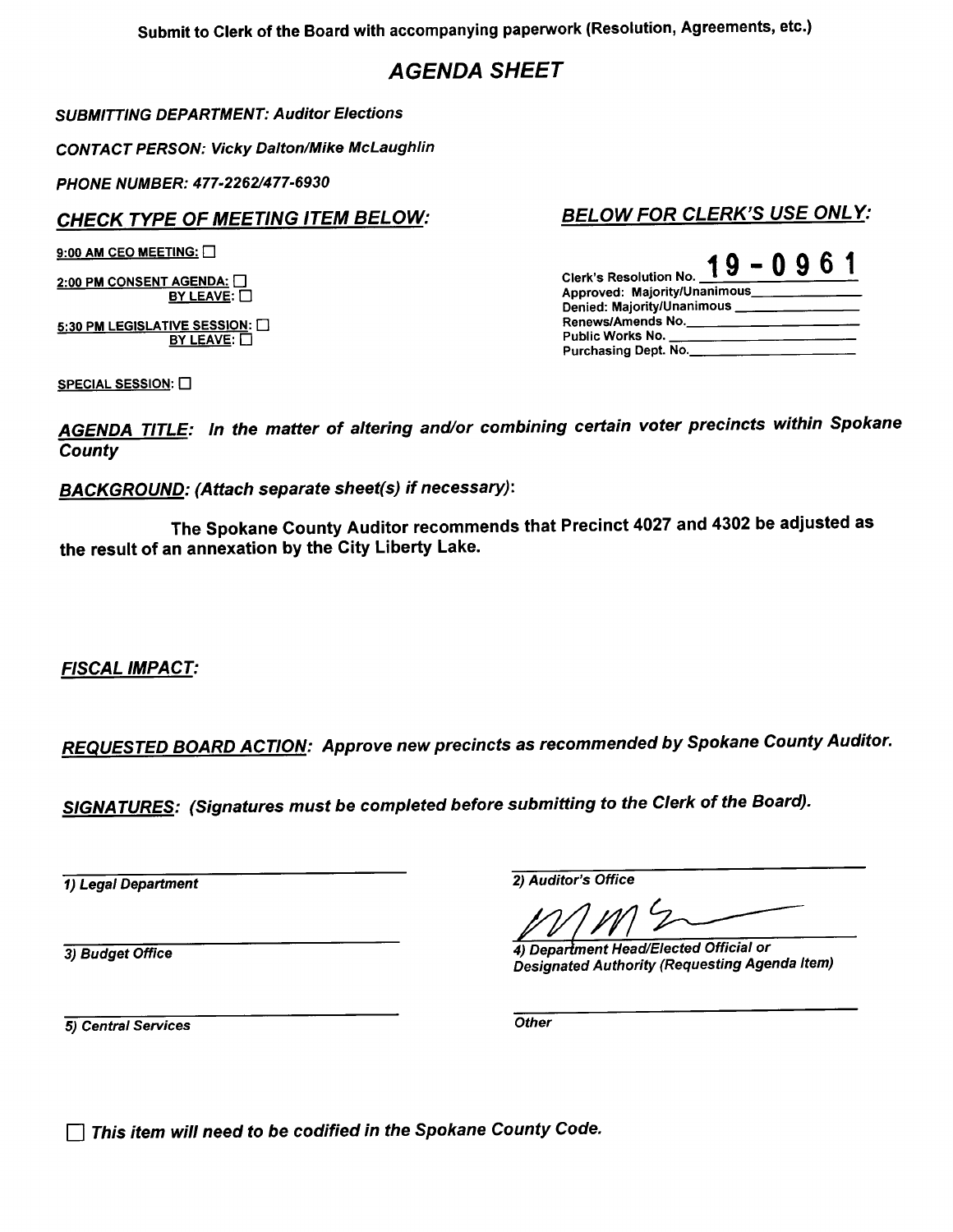Submit to Clerk of the Board with accompanying paperwork (Resolution, Agreements, etc.)

# *AGENDA SHEET*

***SUBMITTING DEPARTMENT:*** *Auditor Elections*

***CONTACT PERSON:*** *Vicky Dalton/Mike McLaughlin*

***PHONE NUMBER:*** *477-2262/477-6930*

## *CHECK TYPE OF MEETING ITEM BELOW:*

9:00 AM CEO MEETING: ☐

2:00 PM CONSENT AGENDA: ☐
BY LEAVE: ☐

5:30 PM LEGISLATIVE SESSION: ☐
BY LEAVE: ☐

SPECIAL SESSION: ☐

## *BELOW FOR CLERK'S USE ONLY:*

Clerk's Resolution No. **19 - 0961**
Approved: Majority/Unanimous ______________
Denied: Majority/Unanimous ______________
Renews/Amends No. ______________
Public Works No. ______________
Purchasing Dept. No. ______________

***AGENDA TITLE:*** ***In the matter of altering and/or combining certain voter precincts within Spokane County***

***BACKGROUND:*** ***(Attach separate sheet(s) if necessary):***

**The Spokane County Auditor recommends that Precinct 4027 and 4302 be adjusted as the result of an annexation by the City Liberty Lake.**

***FISCAL IMPACT:***

***REQUESTED BOARD ACTION:*** ***Approve new precincts as recommended by Spokane County Auditor.***

***SIGNATURES:*** ***(Signatures must be completed before submitting to the Clerk of the Board).***

______________________________
*1) Legal Department*

______________________________
*2) Auditor's Office*

______________________________
*3) Budget Office*

[signature]
______________________________
*4) Department Head/Elected Official or Designated Authority (Requesting Agenda Item)*

______________________________
*5) Central Services*

______________________________
*Other*

☐ ***This item will need to be codified in the Spokane County Code.***